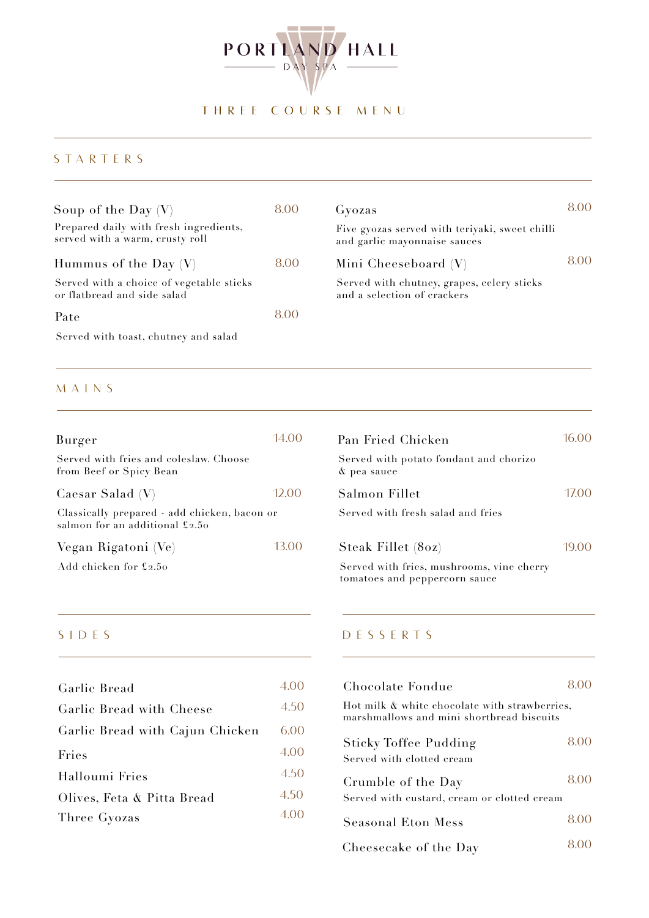# PORTLAND HALL

DAY SPA

## THREE COURSE MENU

### STARTERS

**Soup of the Day (V)** 8.00
Prepared daily with fresh ingredients, served with a warm, crusty roll

**Hummus of the Day (V)** 8.00
Served with a choice of vegetable sticks or flatbread and side salad

**Pate** 8.00
Served with toast, chutney and salad

**Gyozas** 8.00
Five gyozas served with teriyaki, sweet chilli and garlic mayonnaise sauces

**Mini Cheeseboard (V)** 8.00
Served with chutney, grapes, celery sticks and a selection of crackers

### MAINS

**Burger** 14.00
Served with fries and coleslaw. Choose from Beef or Spicy Bean

**Caesar Salad (V)** 12.00
Classically prepared - add chicken, bacon or salmon for an additional £2.50

**Vegan Rigatoni (Ve)** 13.00
Add chicken for £2.50

**Pan Fried Chicken** 16.00
Served with potato fondant and chorizo & pea sauce

**Salmon Fillet** 17.00
Served with fresh salad and fries

**Steak Fillet (8oz)** 19.00
Served with fries, mushrooms, vine cherry tomatoes and peppercorn sauce

### SIDES

| Item | Price |
|---|---|
| Garlic Bread | 4.00 |
| Garlic Bread with Cheese | 4.50 |
| Garlic Bread with Cajun Chicken | 6.00 |
| Fries | 4.00 |
| Halloumi Fries | 4.50 |
| Olives, Feta & Pitta Bread | 4.50 |
| Three Gyozas | 4.00 |

### DESSERTS

**Chocolate Fondue** 8.00
Hot milk & white chocolate with strawberries, marshmallows and mini shortbread biscuits

**Sticky Toffee Pudding** 8.00
Served with clotted cream

**Crumble of the Day** 8.00
Served with custard, cream or clotted cream

**Seasonal Eton Mess** 8.00

**Cheesecake of the Day** 8.00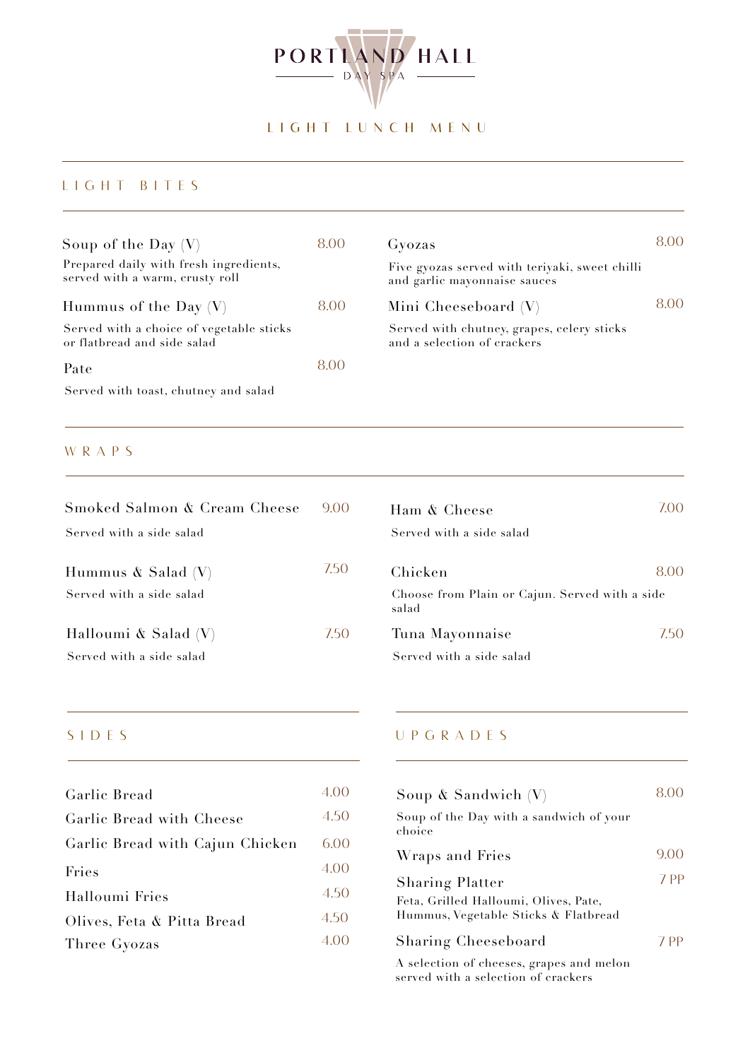# PORTLAND HALL

DAY SPA

## LIGHT LUNCH MENU

### LIGHT BITES

**Soup of the Day (V)** — 8.00
Prepared daily with fresh ingredients, served with a warm, crusty roll

**Hummus of the Day (V)** — 8.00
Served with a choice of vegetable sticks or flatbread and side salad

**Pate** — 8.00
Served with toast, chutney and salad

**Gyozas** — 8.00
Five gyozas served with teriyaki, sweet chilli and garlic mayonnaise sauces

**Mini Cheeseboard (V)** — 8.00
Served with chutney, grapes, celery sticks and a selection of crackers

### WRAPS

**Smoked Salmon & Cream Cheese** — 9.00
Served with a side salad

**Hummus & Salad (V)** — 7.50
Served with a side salad

**Halloumi & Salad (V)** — 7.50
Served with a side salad

**Ham & Cheese** — 7.00
Served with a side salad

**Chicken** — 8.00
Choose from Plain or Cajun. Served with a side salad

**Tuna Mayonnaise** — 7.50
Served with a side salad

### SIDES

| | |
|---|---|
| Garlic Bread | 4.00 |
| Garlic Bread with Cheese | 4.50 |
| Garlic Bread with Cajun Chicken | 6.00 |
| Fries | 4.00 |
| Halloumi Fries | 4.50 |
| Olives, Feta & Pitta Bread | 4.50 |
| Three Gyozas | 4.00 |

### UPGRADES

**Soup & Sandwich (V)** — 8.00
Soup of the Day with a sandwich of your choice

**Wraps and Fries** — 9.00

**Sharing Platter** — 7 PP
Feta, Grilled Halloumi, Olives, Pate, Hummus, Vegetable Sticks & Flatbread

**Sharing Cheeseboard** — 7 PP
A selection of cheeses, grapes and melon served with a selection of crackers